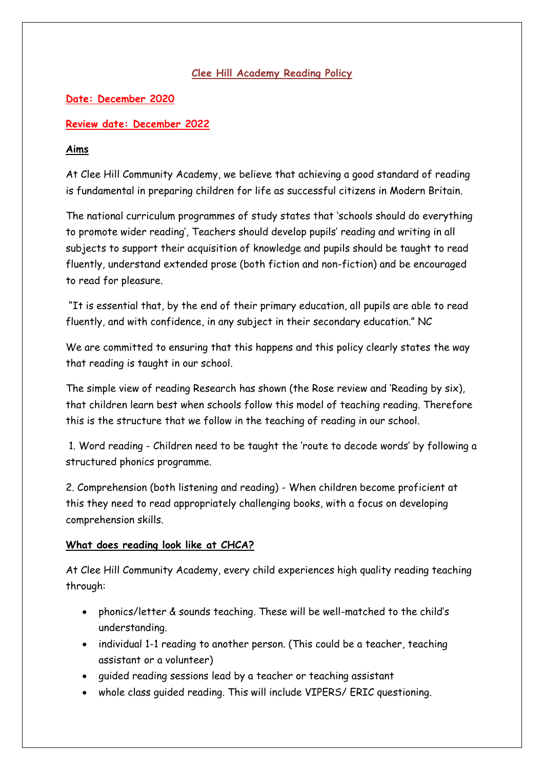# Clee Hill Academy Reading Policy

**Date: December 2020**

**Review date: December 2022**

## Aims

At Clee Hill Community Academy, we believe that achieving a good standard of reading is fundamental in preparing children for life as successful citizens in Modern Britain.

The national curriculum programmes of study states that 'schools should do everything to promote wider reading', Teachers should develop pupils' reading and writing in all subjects to support their acquisition of knowledge and pupils should be taught to read fluently, understand extended prose (both fiction and non-fiction) and be encouraged to read for pleasure.

"It is essential that, by the end of their primary education, all pupils are able to read fluently, and with confidence, in any subject in their secondary education." NC

We are committed to ensuring that this happens and this policy clearly states the way that reading is taught in our school.

The simple view of reading Research has shown (the Rose review and 'Reading by six), that children learn best when schools follow this model of teaching reading. Therefore this is the structure that we follow in the teaching of reading in our school.

1. Word reading - Children need to be taught the 'route to decode words' by following a structured phonics programme.

2. Comprehension (both listening and reading) - When children become proficient at this they need to read appropriately challenging books, with a focus on developing comprehension skills.

## What does reading look like at CHCA?

At Clee Hill Community Academy, every child experiences high quality reading teaching through:

- phonics/letter & sounds teaching. These will be well-matched to the child's understanding.
- individual 1-1 reading to another person. (This could be a teacher, teaching assistant or a volunteer)
- guided reading sessions lead by a teacher or teaching assistant
- whole class guided reading. This will include VIPERS/ ERIC questioning.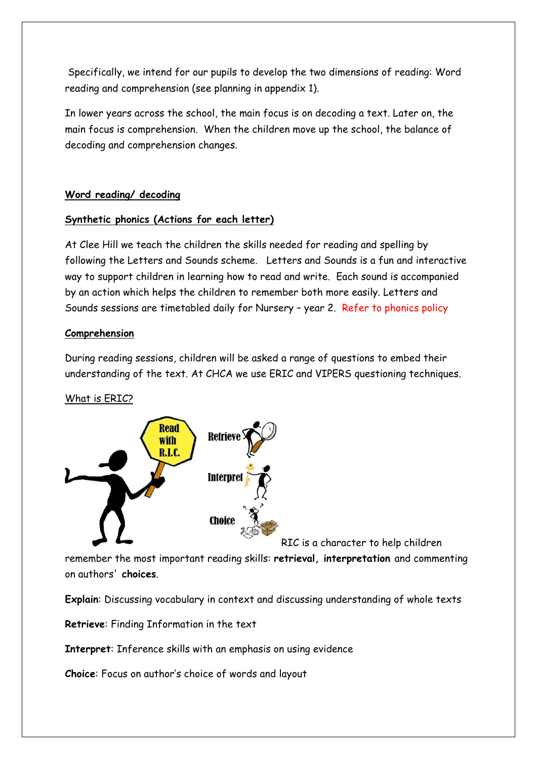Specifically, we intend for our pupils to develop the two dimensions of reading: Word reading and comprehension (see planning in appendix 1).

In lower years across the school, the main focus is on decoding a text. Later on, the main focus is comprehension. When the children move up the school, the balance of decoding and comprehension changes.

## Word reading/ decoding

### Synthetic phonics (Actions for each letter)

At Clee Hill we teach the children the skills needed for reading and spelling by following the Letters and Sounds scheme. Letters and Sounds is a fun and interactive way to support children in learning how to read and write. Each sound is accompanied by an action which helps the children to remember both more easily. Letters and Sounds sessions are timetabled daily for Nursery – year 2. Refer to phonics policy

## Comprehension

During reading sessions, children will be asked a range of questions to embed their understanding of the text. At CHCA we use ERIC and VIPERS questioning techniques.

What is ERIC?

Read with R.I.C.

Retrieve

Interpret

Choice

RIC is a character to help children remember the most important reading skills: **retrieval, interpretation** and commenting on authors' **choices**.

**Explain**: Discussing vocabulary in context and discussing understanding of whole texts

**Retrieve**: Finding Information in the text

**Interpret**: Inference skills with an emphasis on using evidence

**Choice**: Focus on author's choice of words and layout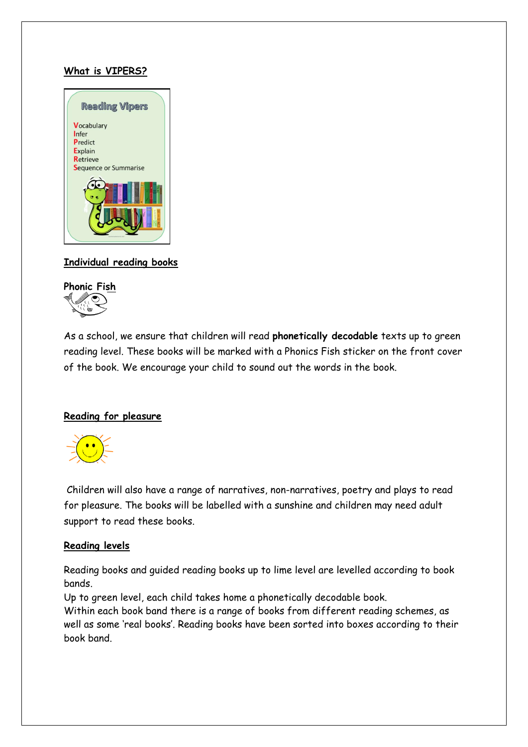## What is VIPERS?

**Reading Vipers**

**V**ocabulary
**I**nfer
**P**redict
**E**xplain
**R**etrieve
**S**equence or Summarise

## Individual reading books

### Phonic Fish

As a school, we ensure that children will read **phonetically decodable** texts up to green reading level. These books will be marked with a Phonics Fish sticker on the front cover of the book. We encourage your child to sound out the words in the book.

## Reading for pleasure

Children will also have a range of narratives, non-narratives, poetry and plays to read for pleasure. The books will be labelled with a sunshine and children may need adult support to read these books.

## Reading levels

Reading books and guided reading books up to lime level are levelled according to book bands.
Up to green level, each child takes home a phonetically decodable book.
Within each book band there is a range of books from different reading schemes, as well as some 'real books'. Reading books have been sorted into boxes according to their book band.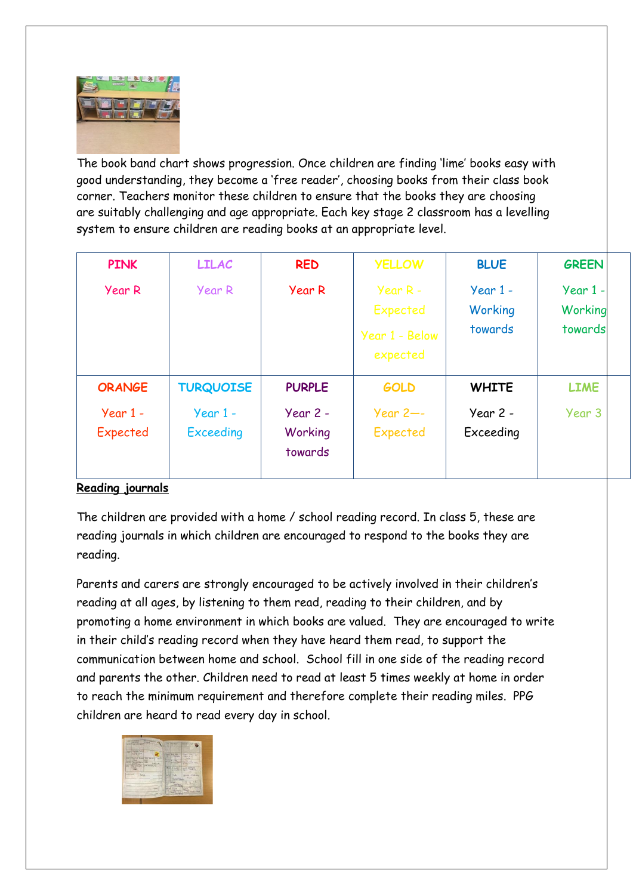The book band chart shows progression. Once children are finding 'lime' books easy with good understanding, they become a 'free reader', choosing books from their class book corner. Teachers monitor these children to ensure that the books they are choosing are suitably challenging and age appropriate. Each key stage 2 classroom has a levelling system to ensure children are reading books at an appropriate level.

| PINK | LILAC | RED | YELLOW | BLUE | GREEN |
|---|---|---|---|---|---|
| Year R | Year R | Year R | Year R - Expected<br>Year 1 - Below expected | Year 1 - Working towards | Year 1 - Working towards |
| **ORANGE** | **TURQUOISE** | **PURPLE** | **GOLD** | **WHITE** | **LIME** |
| Year 1 - Expected | Year 1 - Exceeding | Year 2 - Working towards | Year 2—- Expected | Year 2 - Exceeding | Year 3 |

**Reading journals**

The children are provided with a home / school reading record. In class 5, these are reading journals in which children are encouraged to respond to the books they are reading.

Parents and carers are strongly encouraged to be actively involved in their children's reading at all ages, by listening to them read, reading to their children, and by promoting a home environment in which books are valued. They are encouraged to write in their child's reading record when they have heard them read, to support the communication between home and school. School fill in one side of the reading record and parents the other. Children need to read at least 5 times weekly at home in order to reach the minimum requirement and therefore complete their reading miles. PPG children are heard to read every day in school.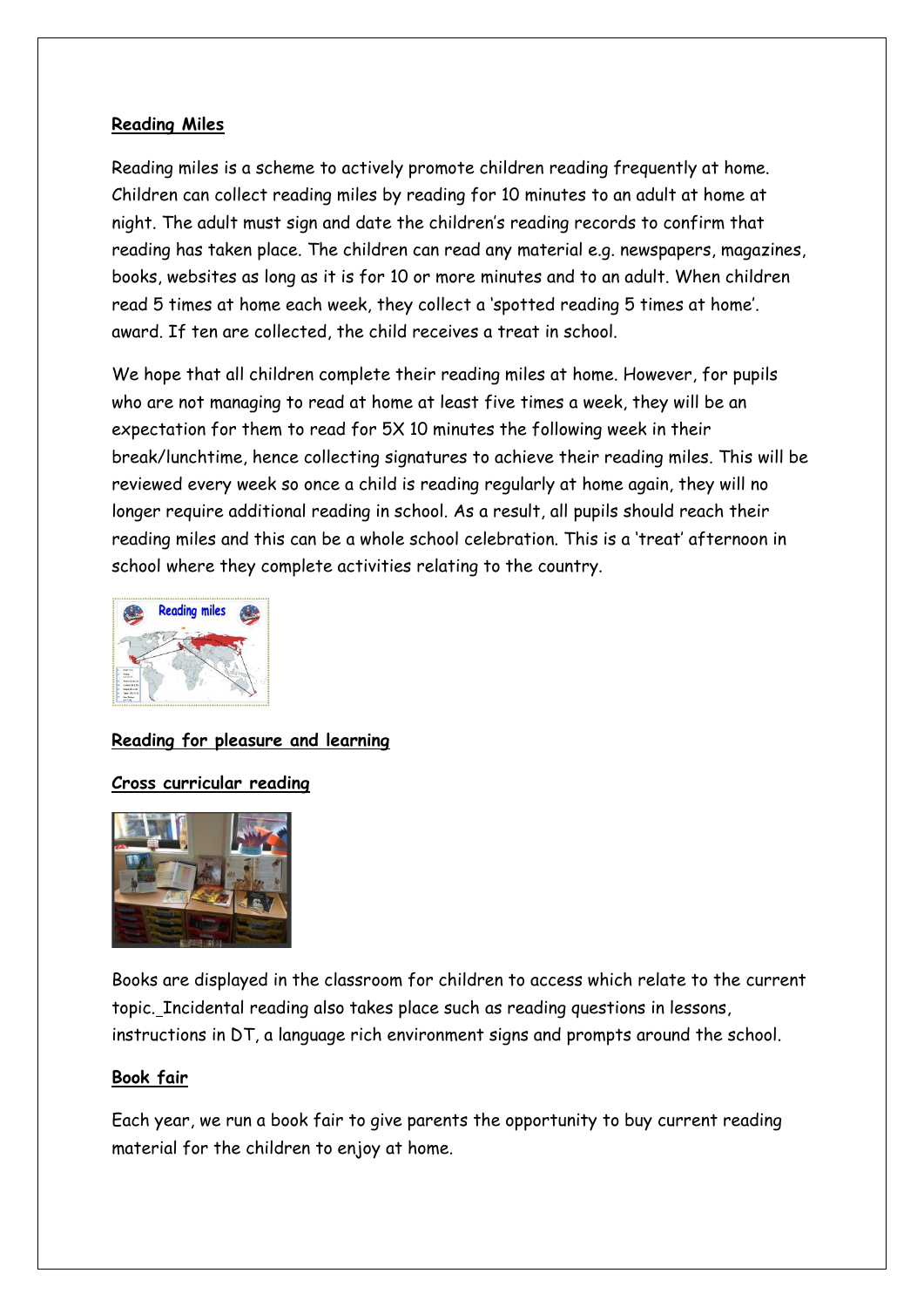**Reading Miles**

Reading miles is a scheme to actively promote children reading frequently at home. Children can collect reading miles by reading for 10 minutes to an adult at home at night. The adult must sign and date the children's reading records to confirm that reading has taken place. The children can read any material e.g. newspapers, magazines, books, websites as long as it is for 10 or more minutes and to an adult. When children read 5 times at home each week, they collect a 'spotted reading 5 times at home'. award. If ten are collected, the child receives a treat in school.

We hope that all children complete their reading miles at home. However, for pupils who are not managing to read at home at least five times a week, they will be an expectation for them to read for 5X 10 minutes the following week in their break/lunchtime, hence collecting signatures to achieve their reading miles. This will be reviewed every week so once a child is reading regularly at home again, they will no longer require additional reading in school. As a result, all pupils should reach their reading miles and this can be a whole school celebration. This is a 'treat' afternoon in school where they complete activities relating to the country.

**Reading for pleasure and learning**

**Cross curricular reading**

Books are displayed in the classroom for children to access which relate to the current topic. Incidental reading also takes place such as reading questions in lessons, instructions in DT, a language rich environment signs and prompts around the school.

**Book fair**

Each year, we run a book fair to give parents the opportunity to buy current reading material for the children to enjoy at home.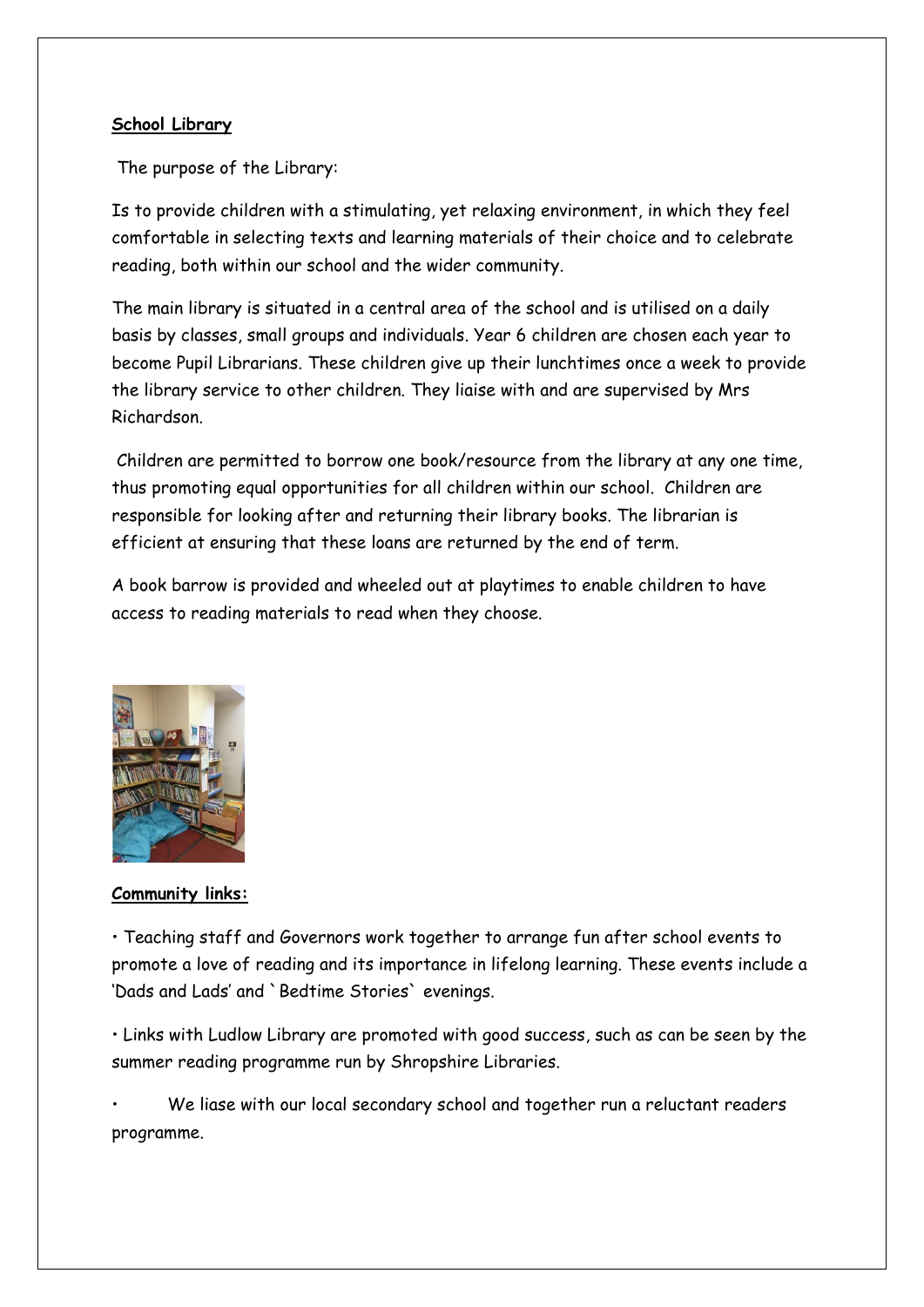**School Library**

The purpose of the Library:

Is to provide children with a stimulating, yet relaxing environment, in which they feel comfortable in selecting texts and learning materials of their choice and to celebrate reading, both within our school and the wider community.

The main library is situated in a central area of the school and is utilised on a daily basis by classes, small groups and individuals. Year 6 children are chosen each year to become Pupil Librarians. These children give up their lunchtimes once a week to provide the library service to other children. They liaise with and are supervised by Mrs Richardson.

Children are permitted to borrow one book/resource from the library at any one time, thus promoting equal opportunities for all children within our school. Children are responsible for looking after and returning their library books. The librarian is efficient at ensuring that these loans are returned by the end of term.

A book barrow is provided and wheeled out at playtimes to enable children to have access to reading materials to read when they choose.

**Community links:**

- Teaching staff and Governors work together to arrange fun after school events to promote a love of reading and its importance in lifelong learning. These events include a 'Dads and Lads' and `Bedtime Stories` evenings.
- Links with Ludlow Library are promoted with good success, such as can be seen by the summer reading programme run by Shropshire Libraries.
- We liase with our local secondary school and together run a reluctant readers programme.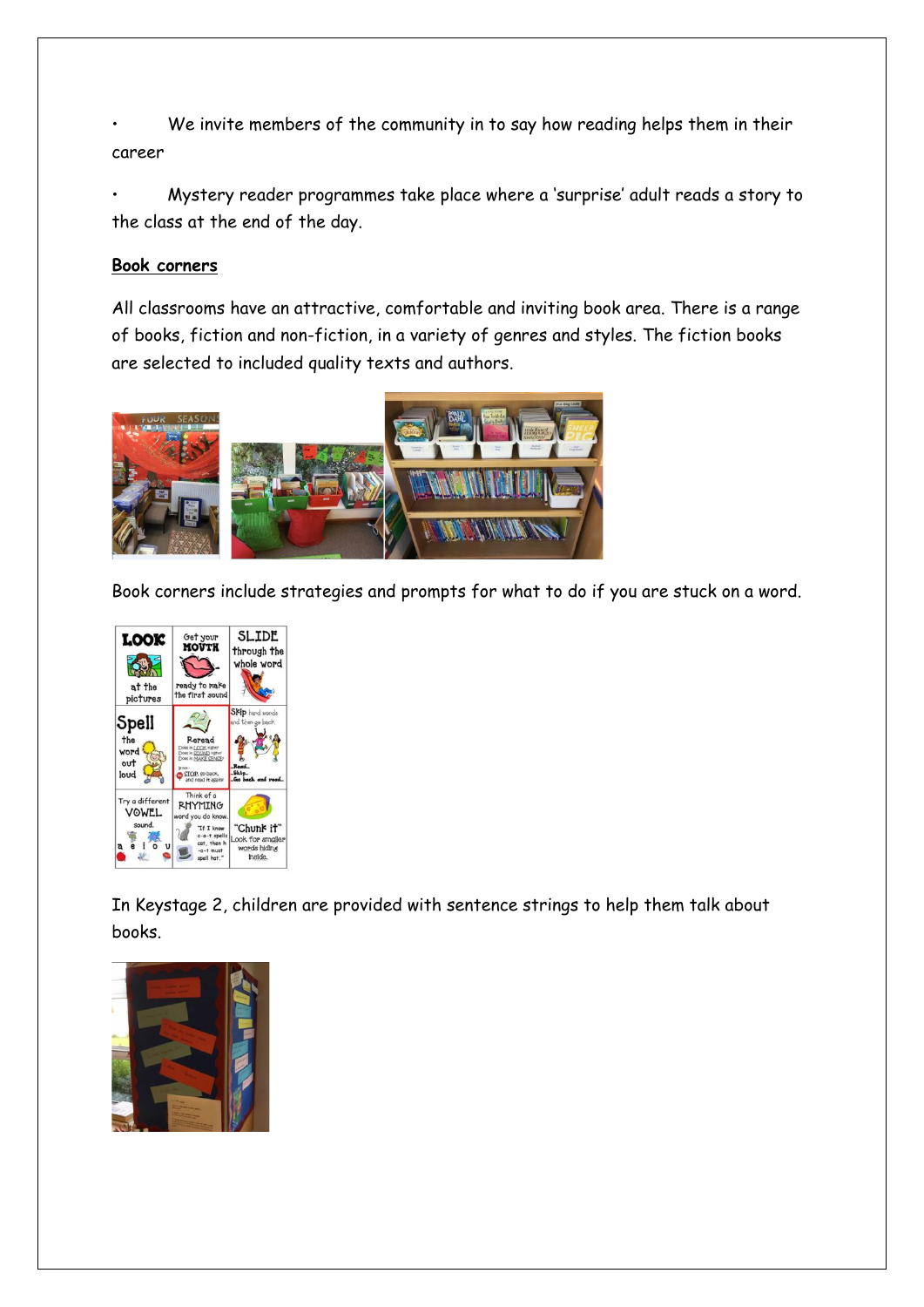- We invite members of the community in to say how reading helps them in their career
- Mystery reader programmes take place where a 'surprise' adult reads a story to the class at the end of the day.

**Book corners**

All classrooms have an attractive, comfortable and inviting book area. There is a range of books, fiction and non-fiction, in a variety of genres and styles. The fiction books are selected to included quality texts and authors.

Book corners include strategies and prompts for what to do if you are stuck on a word.

In Keystage 2, children are provided with sentence strings to help them talk about books.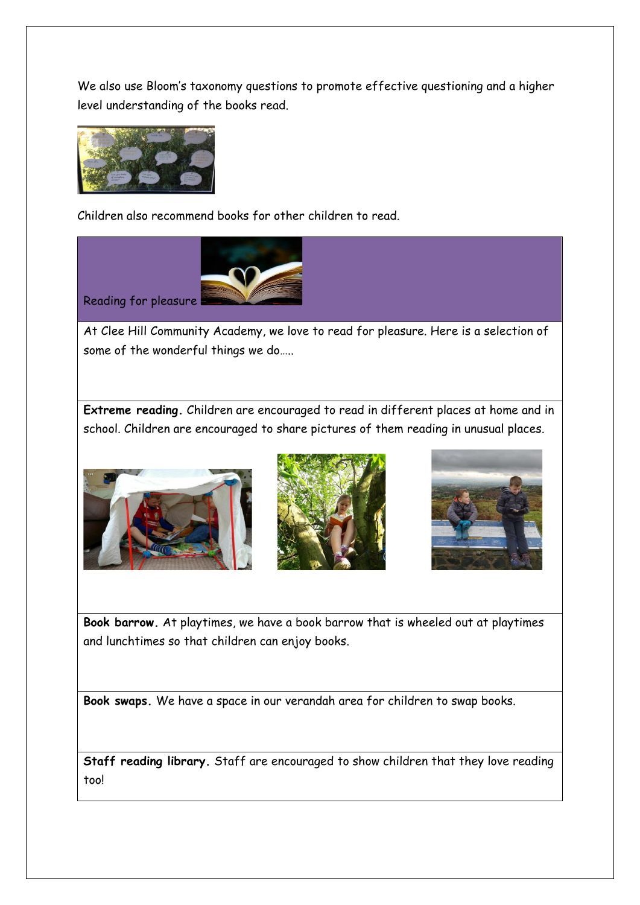We also use Bloom's taxonomy questions to promote effective questioning and a higher level understanding of the books read.

Children also recommend books for other children to read.

## Reading for pleasure

At Clee Hill Community Academy, we love to read for pleasure. Here is a selection of some of the wonderful things we do…..

**Extreme reading.** Children are encouraged to read in different places at home and in school. Children are encouraged to share pictures of them reading in unusual places.

**Book barrow.** At playtimes, we have a book barrow that is wheeled out at playtimes and lunchtimes so that children can enjoy books.

**Book swaps.** We have a space in our verandah area for children to swap books.

**Staff reading library.** Staff are encouraged to show children that they love reading too!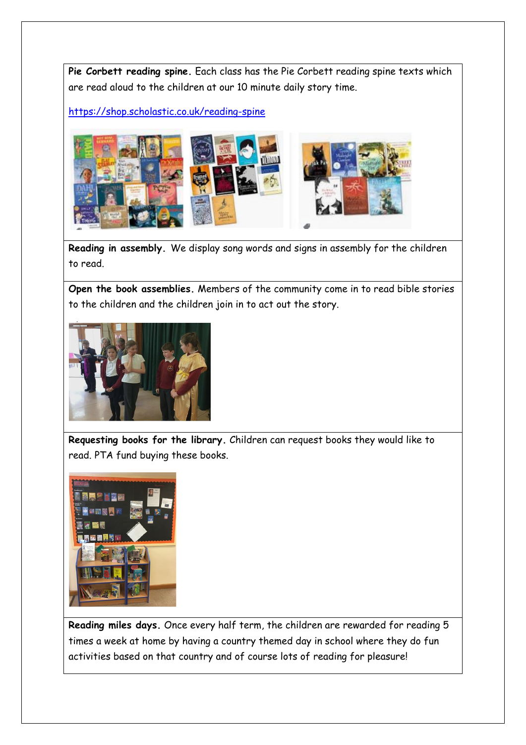**Pie Corbett reading spine.** Each class has the Pie Corbett reading spine texts which are read aloud to the children at our 10 minute daily story time.

https://shop.scholastic.co.uk/reading-spine

**Reading in assembly.** We display song words and signs in assembly for the children to read.

**Open the book assemblies.** Members of the community come in to read bible stories to the children and the children join in to act out the story.

**Requesting books for the library.** Children can request books they would like to read. PTA fund buying these books.

**Reading miles days.** Once every half term, the children are rewarded for reading 5 times a week at home by having a country themed day in school where they do fun activities based on that country and of course lots of reading for pleasure!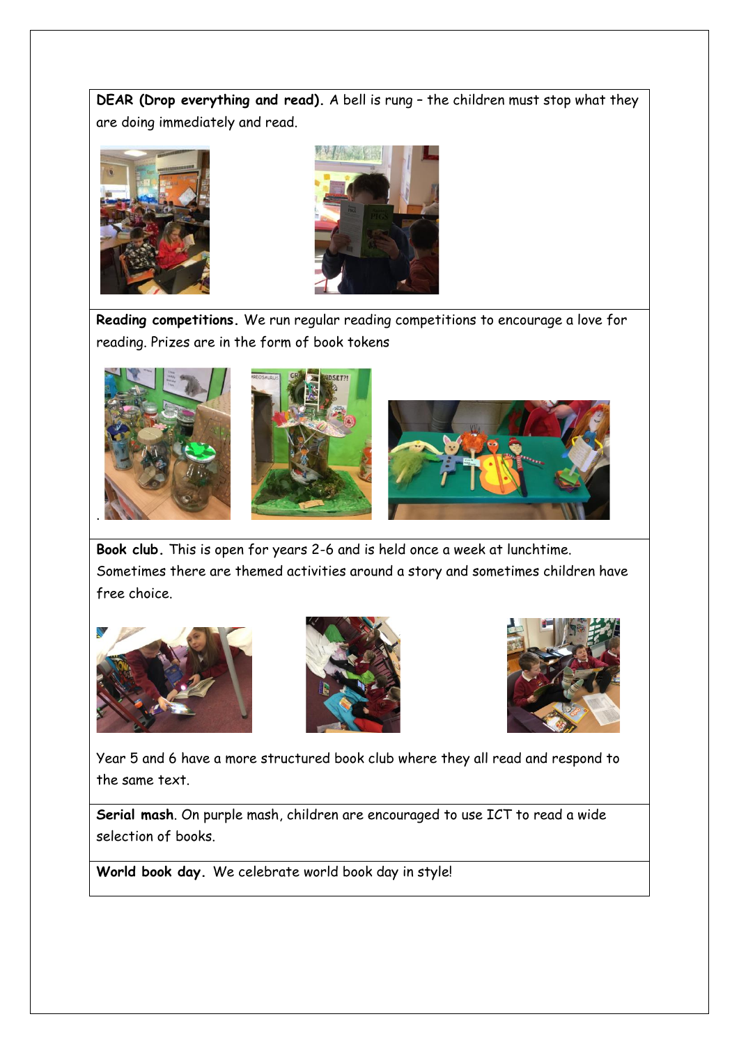**DEAR (Drop everything and read).** A bell is rung – the children must stop what they are doing immediately and read.

**Reading competitions.** We run regular reading competitions to encourage a love for reading. Prizes are in the form of book tokens

**Book club.** This is open for years 2-6 and is held once a week at lunchtime. Sometimes there are themed activities around a story and sometimes children have free choice.

Year 5 and 6 have a more structured book club where they all read and respond to the same text.

**Serial mash**. On purple mash, children are encouraged to use ICT to read a wide selection of books.

**World book day.** We celebrate world book day in style!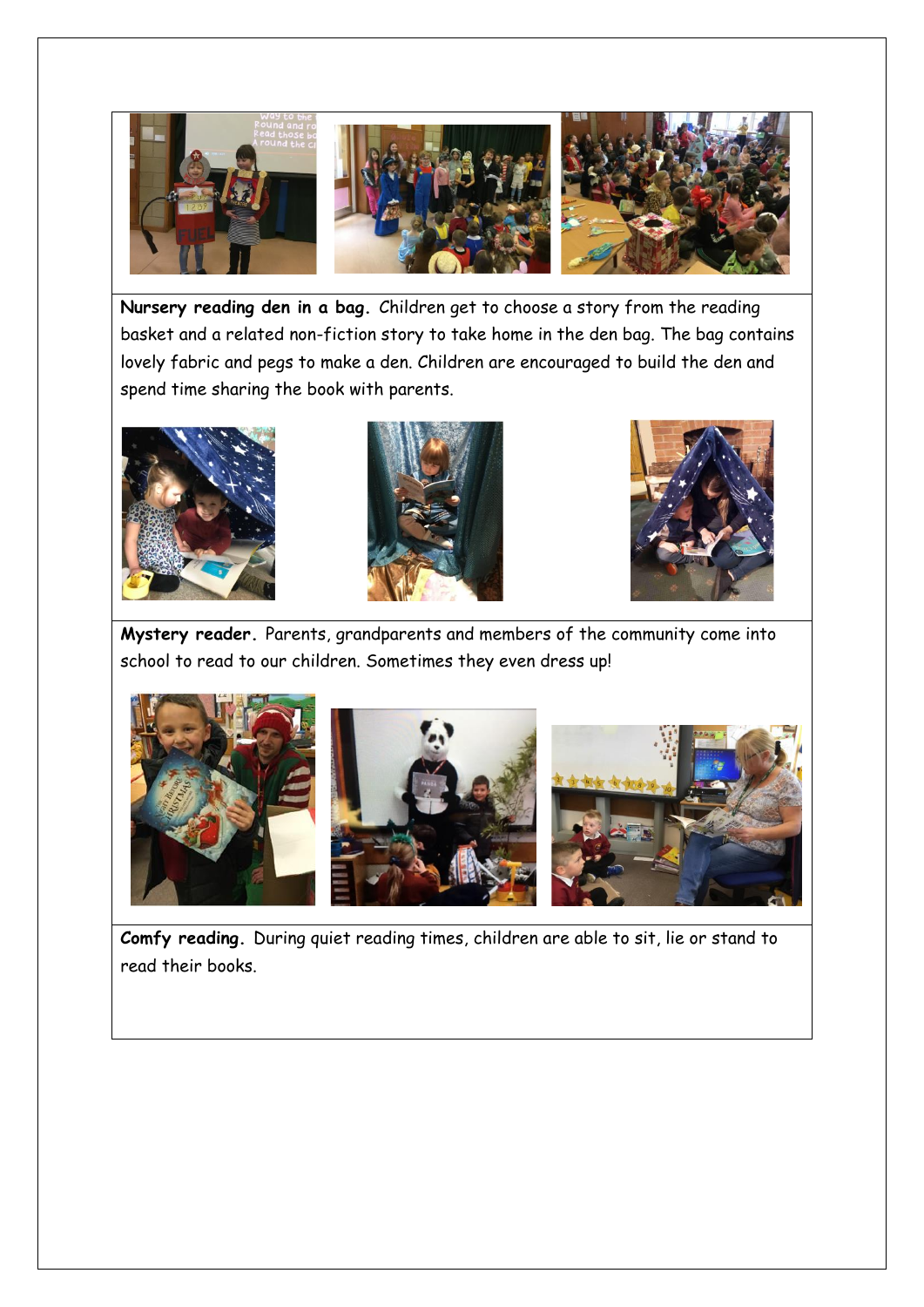**Nursery reading den in a bag.** Children get to choose a story from the reading basket and a related non-fiction story to take home in the den bag. The bag contains lovely fabric and pegs to make a den. Children are encouraged to build the den and spend time sharing the book with parents.

**Mystery reader.** Parents, grandparents and members of the community come into school to read to our children. Sometimes they even dress up!

**Comfy reading.** During quiet reading times, children are able to sit, lie or stand to read their books.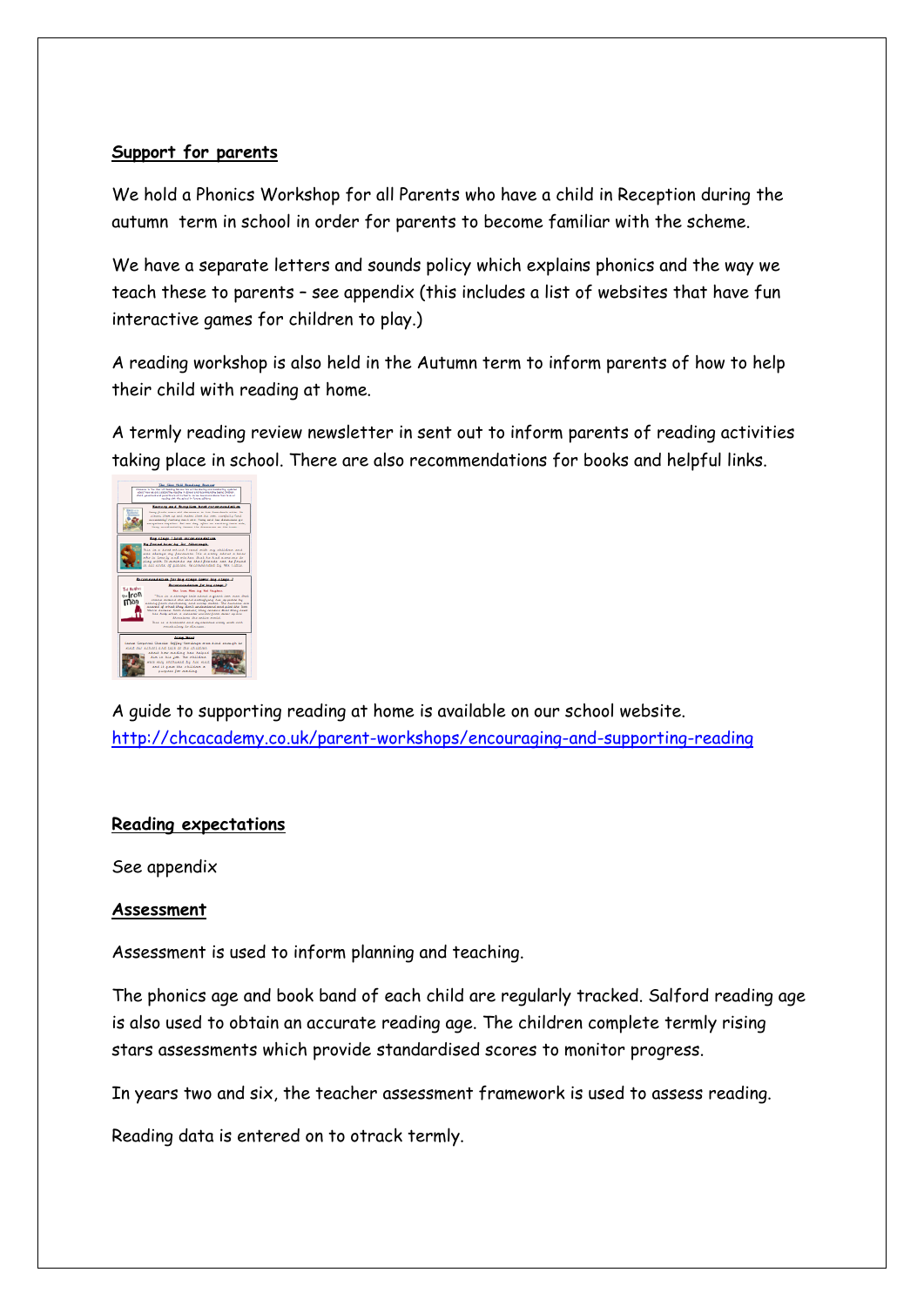## Support for parents

We hold a Phonics Workshop for all Parents who have a child in Reception during the autumn term in school in order for parents to become familiar with the scheme.

We have a separate letters and sounds policy which explains phonics and the way we teach these to parents – see appendix (this includes a list of websites that have fun interactive games for children to play.)

A reading workshop is also held in the Autumn term to inform parents of how to help their child with reading at home.

A termly reading review newsletter in sent out to inform parents of reading activities taking place in school. There are also recommendations for books and helpful links.

A guide to supporting reading at home is available on our school website. http://chcacademy.co.uk/parent-workshops/encouraging-and-supporting-reading

## Reading expectations

See appendix

## Assessment

Assessment is used to inform planning and teaching.

The phonics age and book band of each child are regularly tracked. Salford reading age is also used to obtain an accurate reading age. The children complete termly rising stars assessments which provide standardised scores to monitor progress.

In years two and six, the teacher assessment framework is used to assess reading.

Reading data is entered on to otrack termly.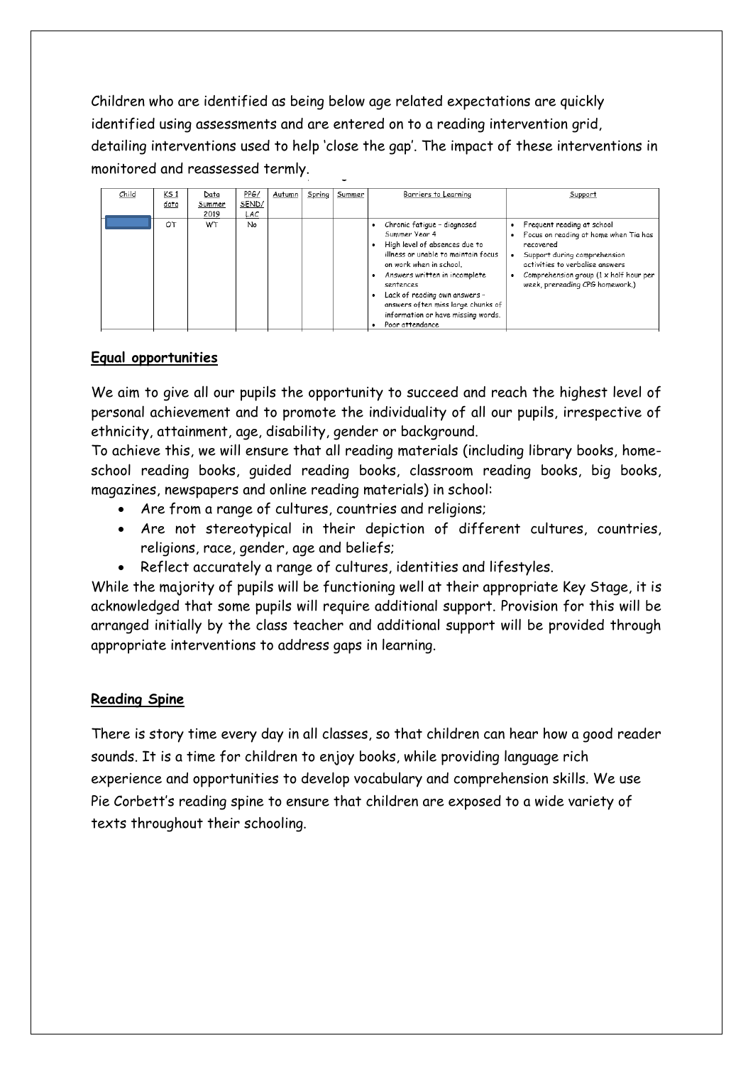Children who are identified as being below age related expectations are quickly identified using assessments and are entered on to a reading intervention grid, detailing interventions used to help 'close the gap'. The impact of these interventions in monitored and reassessed termly.

| Child | KS 1 data | Data Summer 2019 | PPG/ SEND/ LAC | Autumn | Spring | Summer | Barriers to Learning | Support |
|---|---|---|---|---|---|---|---|---|
| | OT | WT | No | | | | • Chronic fatigue – diagnosed Summer Year 4<br>• High level of absences due to illness or unable to maintain focus on work when in school.<br>• Answers written in incomplete sentences<br>• Lack of reading own answers – answers often miss large chunks of information or have missing words.<br>• Poor attendance | • Frequent reading at school<br>• Focus on reading at home when Tia has recovered<br>• Support during comprehension activities to verbalise answers<br>• Comprehension group (1 x half hour per week, prereading CPG homework.) |

## Equal opportunities

We aim to give all our pupils the opportunity to succeed and reach the highest level of personal achievement and to promote the individuality of all our pupils, irrespective of ethnicity, attainment, age, disability, gender or background.

To achieve this, we will ensure that all reading materials (including library books, home-school reading books, guided reading books, classroom reading books, big books, magazines, newspapers and online reading materials) in school:

- Are from a range of cultures, countries and religions;
- Are not stereotypical in their depiction of different cultures, countries, religions, race, gender, age and beliefs;
- Reflect accurately a range of cultures, identities and lifestyles.

While the majority of pupils will be functioning well at their appropriate Key Stage, it is acknowledged that some pupils will require additional support. Provision for this will be arranged initially by the class teacher and additional support will be provided through appropriate interventions to address gaps in learning.

## Reading Spine

There is story time every day in all classes, so that children can hear how a good reader sounds. It is a time for children to enjoy books, while providing language rich experience and opportunities to develop vocabulary and comprehension skills. We use Pie Corbett's reading spine to ensure that children are exposed to a wide variety of texts throughout their schooling.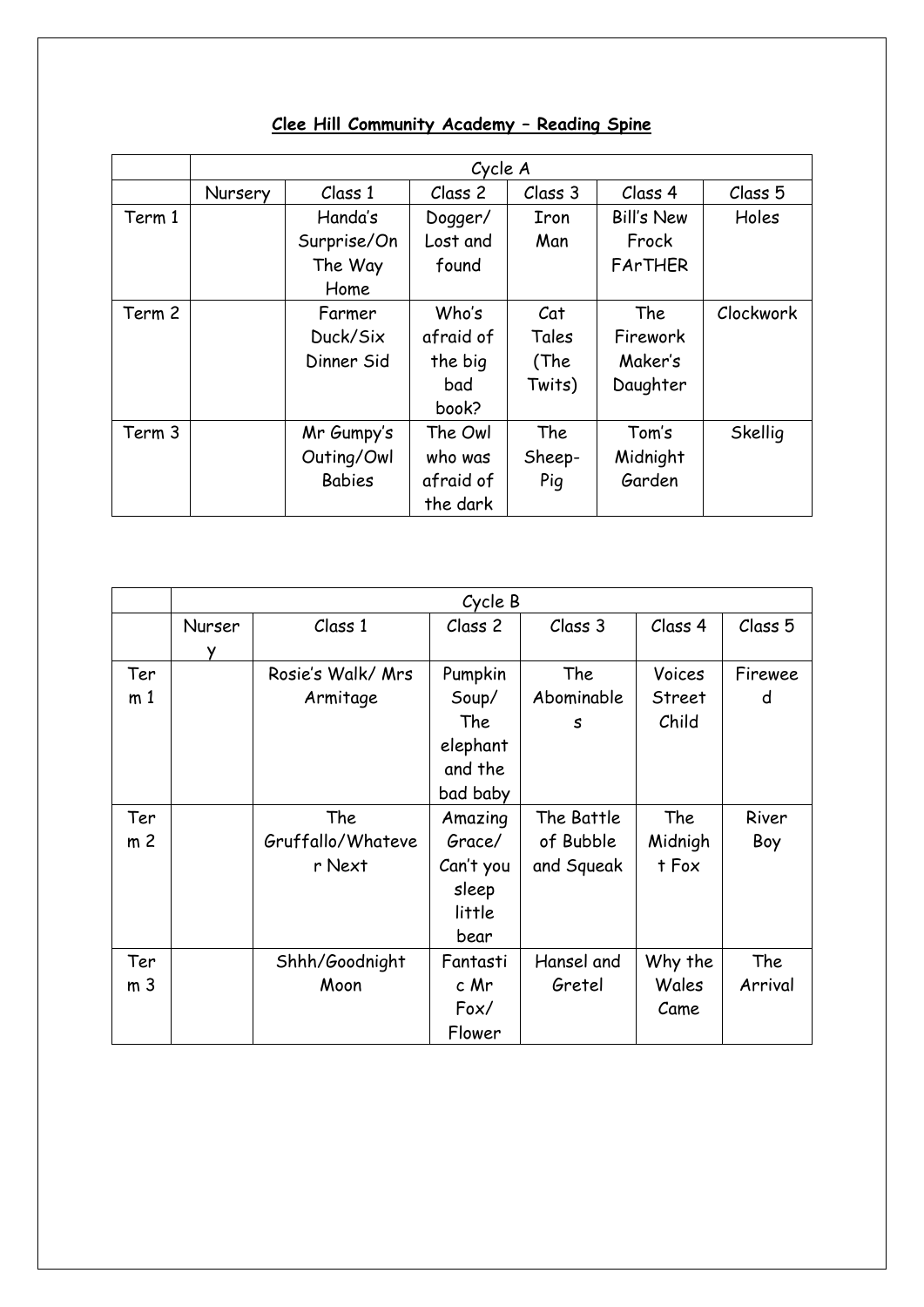**Clee Hill Community Academy – Reading Spine**

| | Cycle A | | | | | |
|---|---|---|---|---|---|---|
| | Nursery | Class 1 | Class 2 | Class 3 | Class 4 | Class 5 |
| Term 1 | | Handa's Surprise/On The Way Home | Dogger/ Lost and found | Iron Man | Bill's New Frock FArTHER | Holes |
| Term 2 | | Farmer Duck/Six Dinner Sid | Who's afraid of the big bad book? | Cat Tales (The Twits) | The Firework Maker's Daughter | Clockwork |
| Term 3 | | Mr Gumpy's Outing/Owl Babies | The Owl who was afraid of the dark | The Sheep-Pig | Tom's Midnight Garden | Skellig |

| | Cycle B | | | | | |
|---|---|---|---|---|---|---|
| | Nursery | Class 1 | Class 2 | Class 3 | Class 4 | Class 5 |
| Term 1 | | Rosie's Walk/ Mrs Armitage | Pumpkin Soup/ The elephant and the bad baby | The Abominables | Voices Street Child | Fireweed |
| Term 2 | | The Gruffallo/Whatever Next | Amazing Grace/ Can't you sleep little bear | The Battle of Bubble and Squeak | The Midnight Fox | River Boy |
| Term 3 | | Shhh/Goodnight Moon | Fantastic Mr Fox/ Flower | Hansel and Gretel | Why the Wales Came | The Arrival |